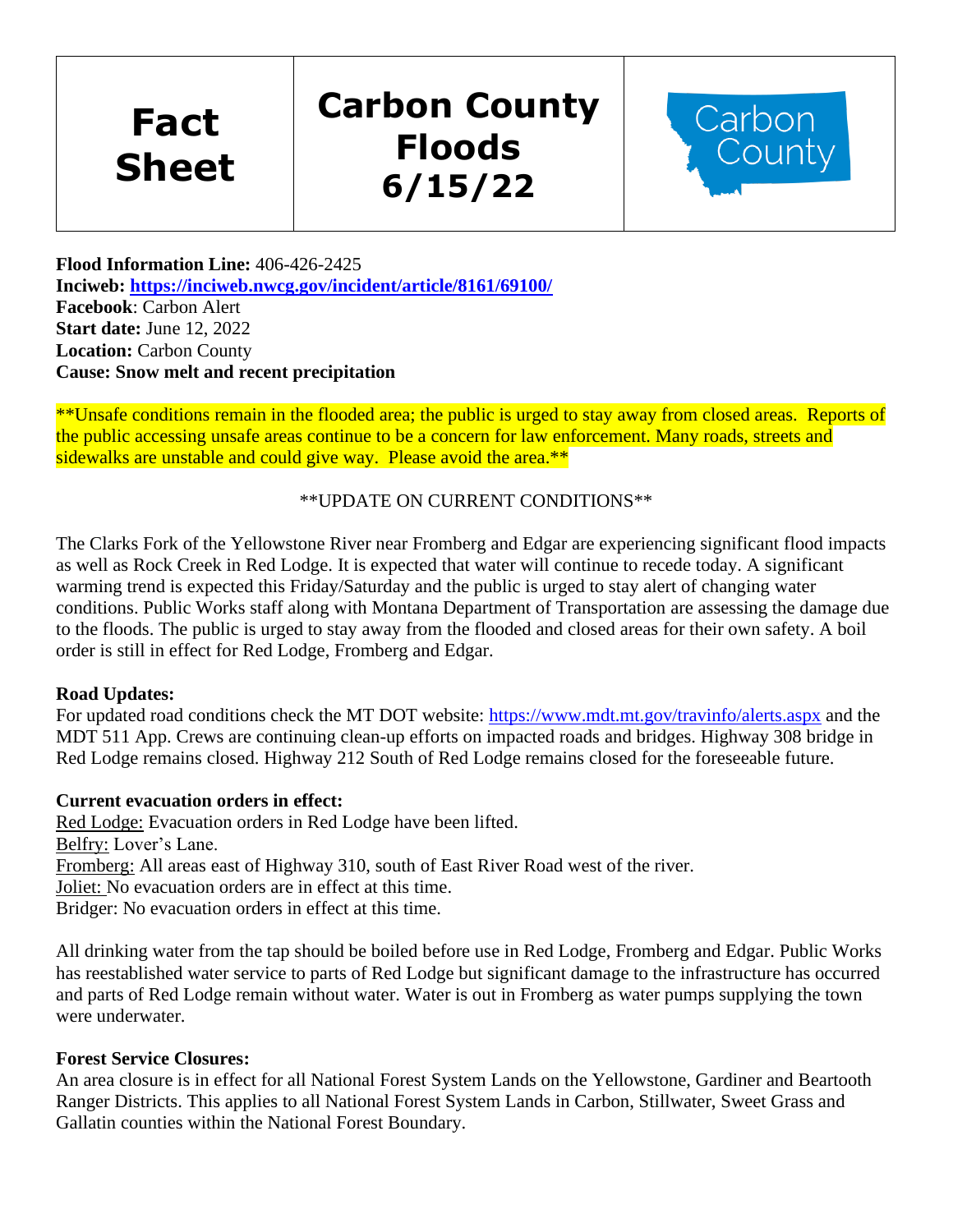| Fact Sheet | Carbon County Floods 6/15/22 | Carbon County |
| --- | --- | --- |

**Flood Information Line:** 406-426-2425
**Inciweb:** **https://inciweb.nwcg.gov/incident/article/8161/69100/**
**Facebook**: Carbon Alert
**Start date:** June 12, 2022
**Location:** Carbon County
**Cause: Snow melt and recent precipitation**

**Unsafe conditions remain in the flooded area; the public is urged to stay away from closed areas. Reports of the public accessing unsafe areas continue to be a concern for law enforcement. Many roads, streets and sidewalks are unstable and could give way. Please avoid the area.**

**UPDATE ON CURRENT CONDITIONS**

The Clarks Fork of the Yellowstone River near Fromberg and Edgar are experiencing significant flood impacts as well as Rock Creek in Red Lodge. It is expected that water will continue to recede today. A significant warming trend is expected this Friday/Saturday and the public is urged to stay alert of changing water conditions. Public Works staff along with Montana Department of Transportation are assessing the damage due to the floods. The public is urged to stay away from the flooded and closed areas for their own safety. A boil order is still in effect for Red Lodge, Fromberg and Edgar.

**Road Updates:**
For updated road conditions check the MT DOT website: https://www.mdt.mt.gov/travinfo/alerts.aspx and the MDT 511 App. Crews are continuing clean-up efforts on impacted roads and bridges. Highway 308 bridge in Red Lodge remains closed. Highway 212 South of Red Lodge remains closed for the foreseeable future.

**Current evacuation orders in effect:**
Red Lodge: Evacuation orders in Red Lodge have been lifted.
Belfry: Lover's Lane.
Fromberg: All areas east of Highway 310, south of East River Road west of the river.
Joliet: No evacuation orders are in effect at this time.
Bridger: No evacuation orders in effect at this time.

All drinking water from the tap should be boiled before use in Red Lodge, Fromberg and Edgar. Public Works has reestablished water service to parts of Red Lodge but significant damage to the infrastructure has occurred and parts of Red Lodge remain without water. Water is out in Fromberg as water pumps supplying the town were underwater.

**Forest Service Closures:**
An area closure is in effect for all National Forest System Lands on the Yellowstone, Gardiner and Beartooth Ranger Districts. This applies to all National Forest System Lands in Carbon, Stillwater, Sweet Grass and Gallatin counties within the National Forest Boundary.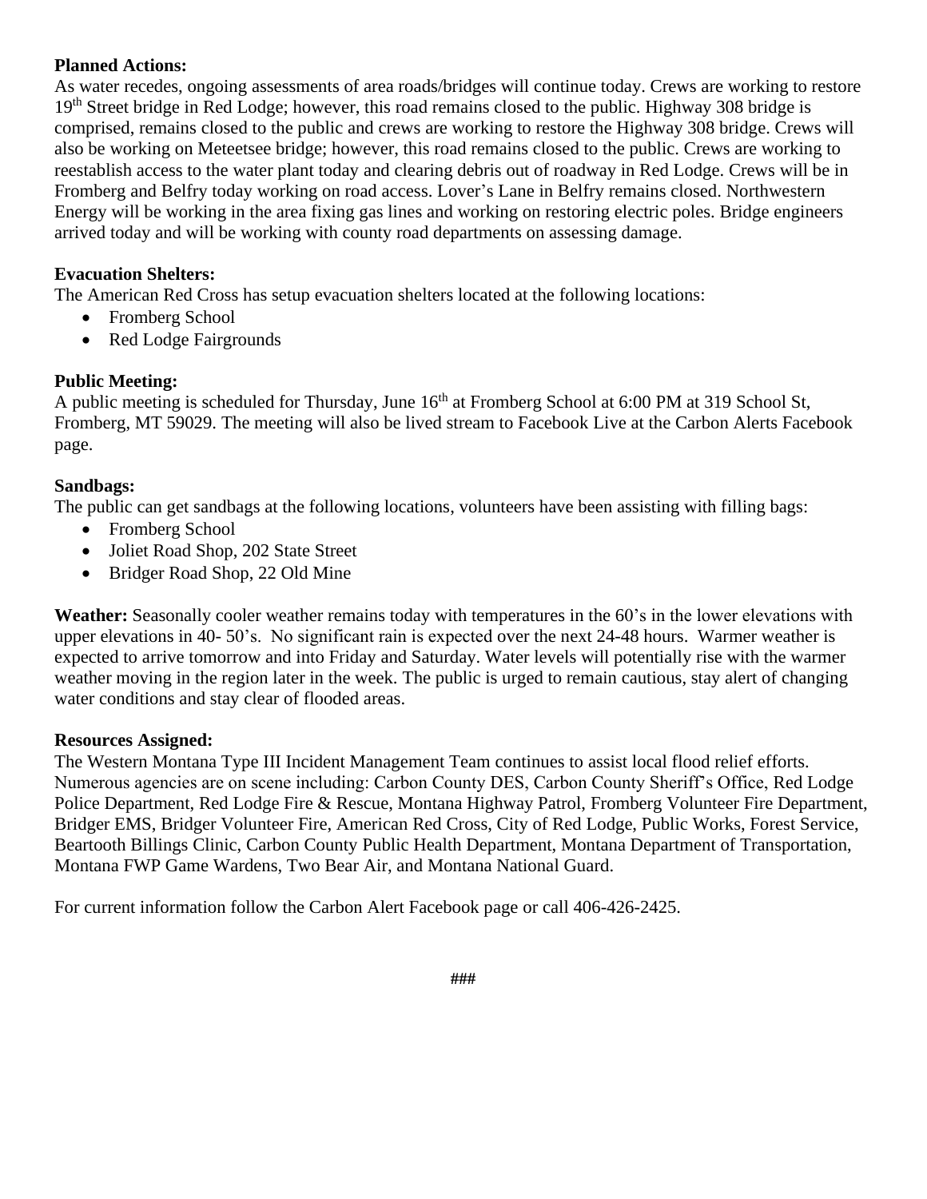**Planned Actions:**
As water recedes, ongoing assessments of area roads/bridges will continue today. Crews are working to restore 19th Street bridge in Red Lodge; however, this road remains closed to the public. Highway 308 bridge is comprised, remains closed to the public and crews are working to restore the Highway 308 bridge. Crews will also be working on Meteetsee bridge; however, this road remains closed to the public. Crews are working to reestablish access to the water plant today and clearing debris out of roadway in Red Lodge. Crews will be in Fromberg and Belfry today working on road access. Lover's Lane in Belfry remains closed. Northwestern Energy will be working in the area fixing gas lines and working on restoring electric poles. Bridge engineers arrived today and will be working with county road departments on assessing damage.

**Evacuation Shelters:**
The American Red Cross has setup evacuation shelters located at the following locations:

- Fromberg School
- Red Lodge Fairgrounds

**Public Meeting:**
A public meeting is scheduled for Thursday, June 16th at Fromberg School at 6:00 PM at 319 School St, Fromberg, MT 59029. The meeting will also be lived stream to Facebook Live at the Carbon Alerts Facebook page.

**Sandbags:**
The public can get sandbags at the following locations, volunteers have been assisting with filling bags:

- Fromberg School
- Joliet Road Shop, 202 State Street
- Bridger Road Shop, 22 Old Mine

**Weather:** Seasonally cooler weather remains today with temperatures in the 60's in the lower elevations with upper elevations in 40- 50's. No significant rain is expected over the next 24-48 hours. Warmer weather is expected to arrive tomorrow and into Friday and Saturday. Water levels will potentially rise with the warmer weather moving in the region later in the week. The public is urged to remain cautious, stay alert of changing water conditions and stay clear of flooded areas.

**Resources Assigned:**
The Western Montana Type III Incident Management Team continues to assist local flood relief efforts. Numerous agencies are on scene including: Carbon County DES, Carbon County Sheriff's Office, Red Lodge Police Department, Red Lodge Fire & Rescue, Montana Highway Patrol, Fromberg Volunteer Fire Department, Bridger EMS, Bridger Volunteer Fire, American Red Cross, City of Red Lodge, Public Works, Forest Service, Beartooth Billings Clinic, Carbon County Public Health Department, Montana Department of Transportation, Montana FWP Game Wardens, Two Bear Air, and Montana National Guard.

For current information follow the Carbon Alert Facebook page or call 406-426-2425.

###